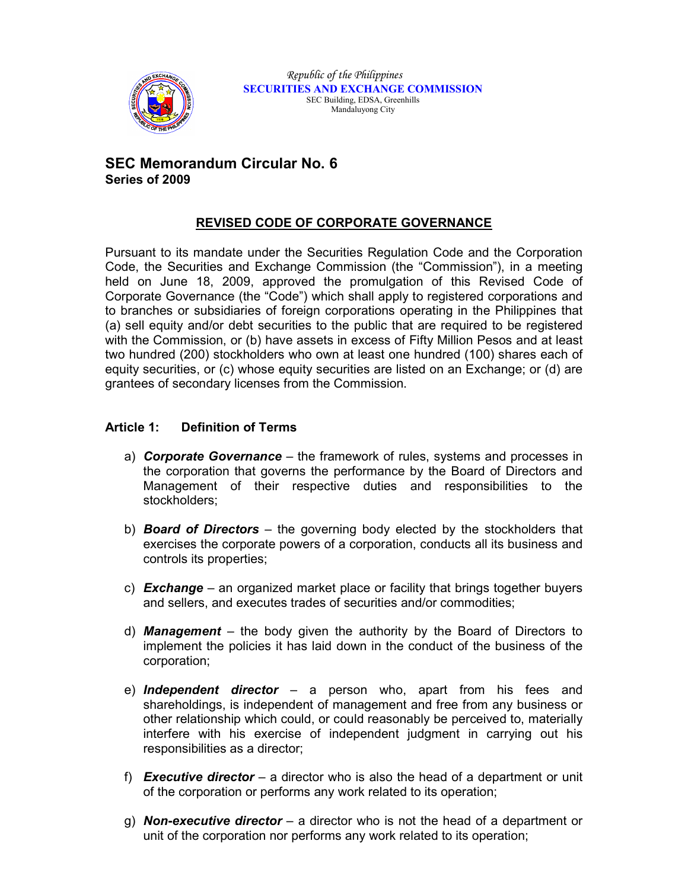*Republic of the Philippines*
**SECURITIES AND EXCHANGE COMMISSION**
SEC Building, EDSA, Greenhills
Mandaluyong City

## SEC Memorandum Circular No. 6
**Series of 2009**

# REVISED CODE OF CORPORATE GOVERNANCE

Pursuant to its mandate under the Securities Regulation Code and the Corporation Code, the Securities and Exchange Commission (the "Commission"), in a meeting held on June 18, 2009, approved the promulgation of this Revised Code of Corporate Governance (the "Code") which shall apply to registered corporations and to branches or subsidiaries of foreign corporations operating in the Philippines that (a) sell equity and/or debt securities to the public that are required to be registered with the Commission, or (b) have assets in excess of Fifty Million Pesos and at least two hundred (200) stockholders who own at least one hundred (100) shares each of equity securities, or (c) whose equity securities are listed on an Exchange; or (d) are grantees of secondary licenses from the Commission.

## Article 1: Definition of Terms

a) ***Corporate Governance*** – the framework of rules, systems and processes in the corporation that governs the performance by the Board of Directors and Management of their respective duties and responsibilities to the stockholders;

b) ***Board of Directors*** – the governing body elected by the stockholders that exercises the corporate powers of a corporation, conducts all its business and controls its properties;

c) ***Exchange*** – an organized market place or facility that brings together buyers and sellers, and executes trades of securities and/or commodities;

d) ***Management*** – the body given the authority by the Board of Directors to implement the policies it has laid down in the conduct of the business of the corporation;

e) ***Independent director*** – a person who, apart from his fees and shareholdings, is independent of management and free from any business or other relationship which could, or could reasonably be perceived to, materially interfere with his exercise of independent judgment in carrying out his responsibilities as a director;

f) ***Executive director*** – a director who is also the head of a department or unit of the corporation or performs any work related to its operation;

g) ***Non-executive director*** – a director who is not the head of a department or unit of the corporation nor performs any work related to its operation;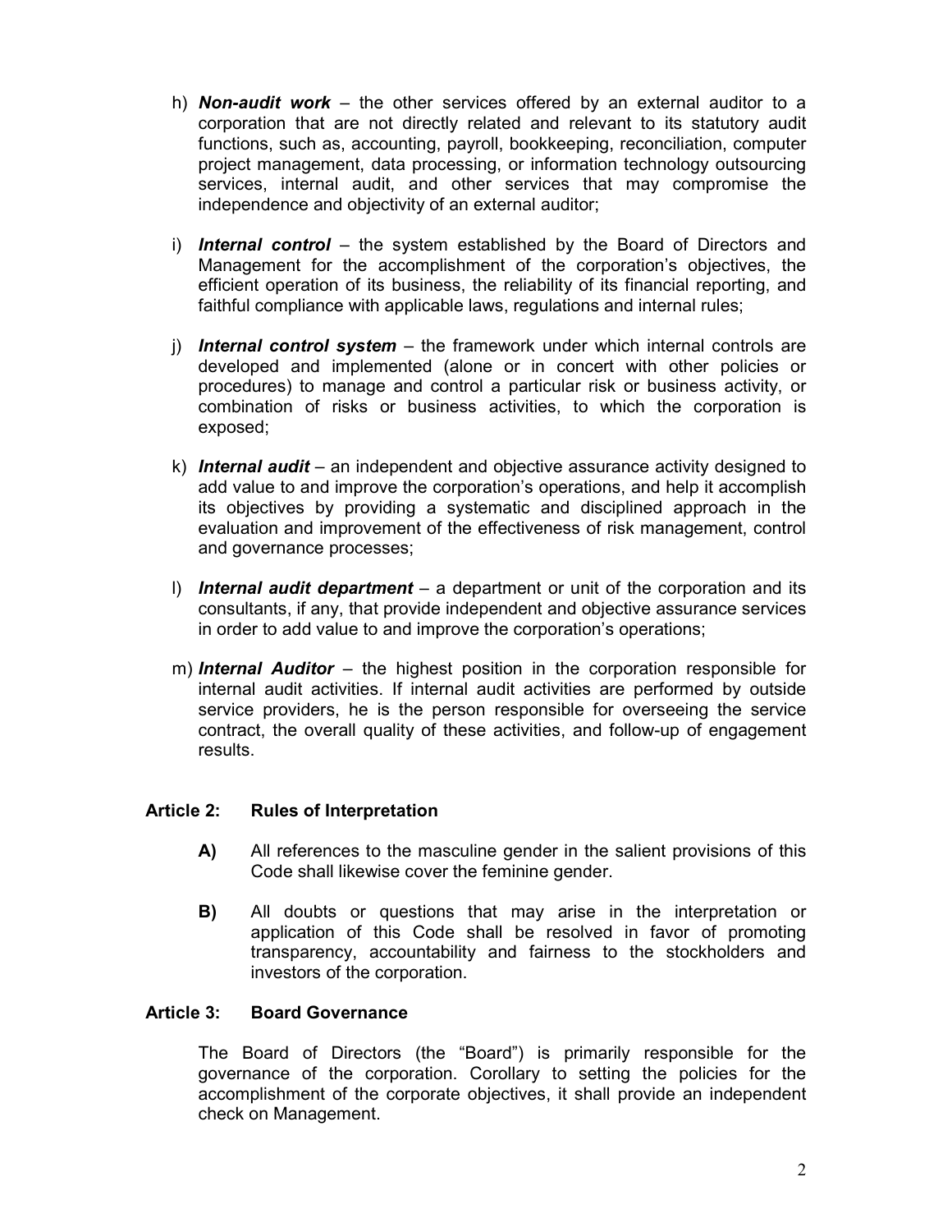h) ***Non-audit work*** – the other services offered by an external auditor to a corporation that are not directly related and relevant to its statutory audit functions, such as, accounting, payroll, bookkeeping, reconciliation, computer project management, data processing, or information technology outsourcing services, internal audit, and other services that may compromise the independence and objectivity of an external auditor;

i) ***Internal control*** – the system established by the Board of Directors and Management for the accomplishment of the corporation's objectives, the efficient operation of its business, the reliability of its financial reporting, and faithful compliance with applicable laws, regulations and internal rules;

j) ***Internal control system*** – the framework under which internal controls are developed and implemented (alone or in concert with other policies or procedures) to manage and control a particular risk or business activity, or combination of risks or business activities, to which the corporation is exposed;

k) ***Internal audit*** – an independent and objective assurance activity designed to add value to and improve the corporation's operations, and help it accomplish its objectives by providing a systematic and disciplined approach in the evaluation and improvement of the effectiveness of risk management, control and governance processes;

l) ***Internal audit department*** – a department or unit of the corporation and its consultants, if any, that provide independent and objective assurance services in order to add value to and improve the corporation's operations;

m) ***Internal Auditor*** – the highest position in the corporation responsible for internal audit activities. If internal audit activities are performed by outside service providers, he is the person responsible for overseeing the service contract, the overall quality of these activities, and follow-up of engagement results.

## Article 2: Rules of Interpretation

**A)** All references to the masculine gender in the salient provisions of this Code shall likewise cover the feminine gender.

**B)** All doubts or questions that may arise in the interpretation or application of this Code shall be resolved in favor of promoting transparency, accountability and fairness to the stockholders and investors of the corporation.

## Article 3: Board Governance

The Board of Directors (the "Board") is primarily responsible for the governance of the corporation. Corollary to setting the policies for the accomplishment of the corporate objectives, it shall provide an independent check on Management.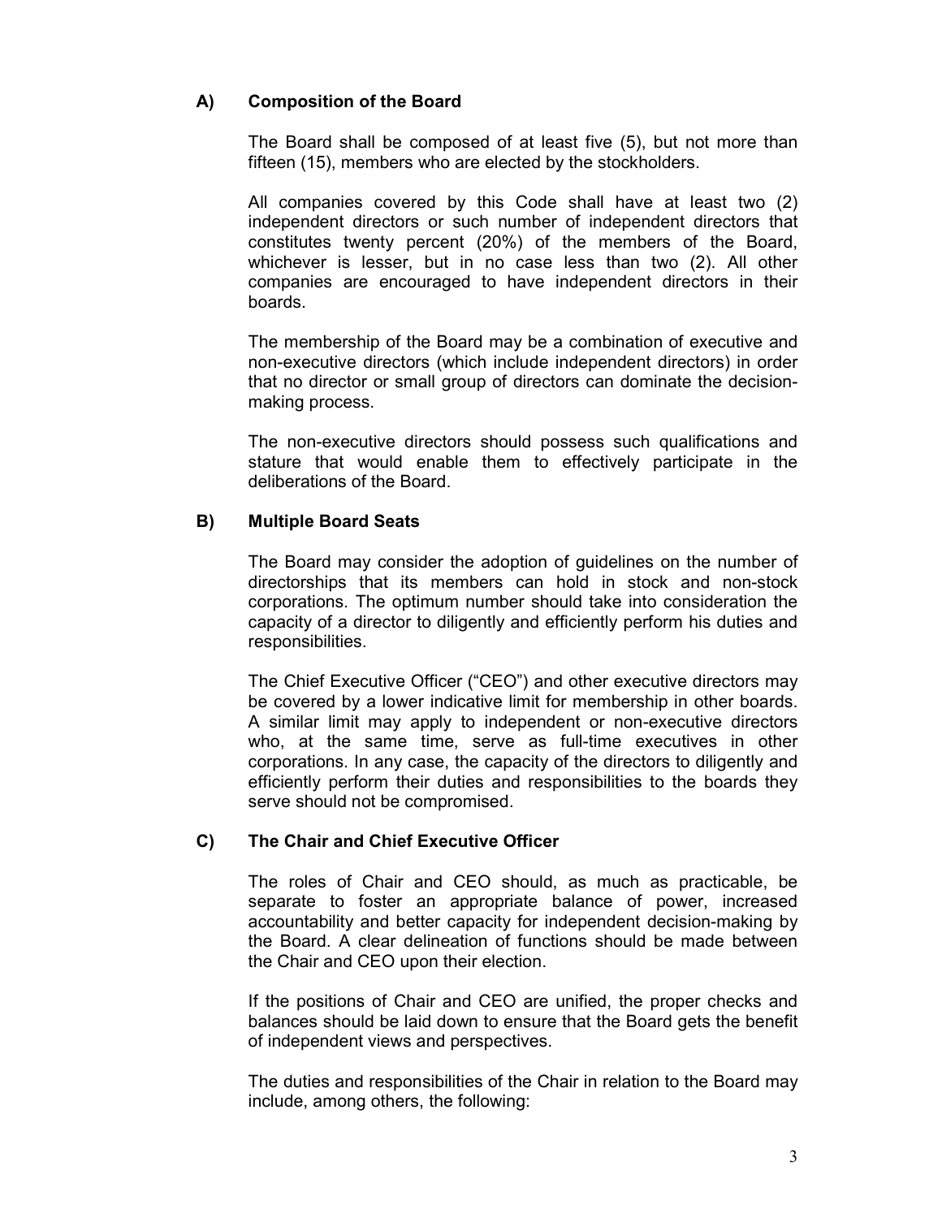### A) Composition of the Board

The Board shall be composed of at least five (5), but not more than fifteen (15), members who are elected by the stockholders.

All companies covered by this Code shall have at least two (2) independent directors or such number of independent directors that constitutes twenty percent (20%) of the members of the Board, whichever is lesser, but in no case less than two (2). All other companies are encouraged to have independent directors in their boards.

The membership of the Board may be a combination of executive and non-executive directors (which include independent directors) in order that no director or small group of directors can dominate the decision-making process.

The non-executive directors should possess such qualifications and stature that would enable them to effectively participate in the deliberations of the Board.

### B) Multiple Board Seats

The Board may consider the adoption of guidelines on the number of directorships that its members can hold in stock and non-stock corporations. The optimum number should take into consideration the capacity of a director to diligently and efficiently perform his duties and responsibilities.

The Chief Executive Officer ("CEO") and other executive directors may be covered by a lower indicative limit for membership in other boards. A similar limit may apply to independent or non-executive directors who, at the same time, serve as full-time executives in other corporations. In any case, the capacity of the directors to diligently and efficiently perform their duties and responsibilities to the boards they serve should not be compromised.

### C) The Chair and Chief Executive Officer

The roles of Chair and CEO should, as much as practicable, be separate to foster an appropriate balance of power, increased accountability and better capacity for independent decision-making by the Board. A clear delineation of functions should be made between the Chair and CEO upon their election.

If the positions of Chair and CEO are unified, the proper checks and balances should be laid down to ensure that the Board gets the benefit of independent views and perspectives.

The duties and responsibilities of the Chair in relation to the Board may include, among others, the following: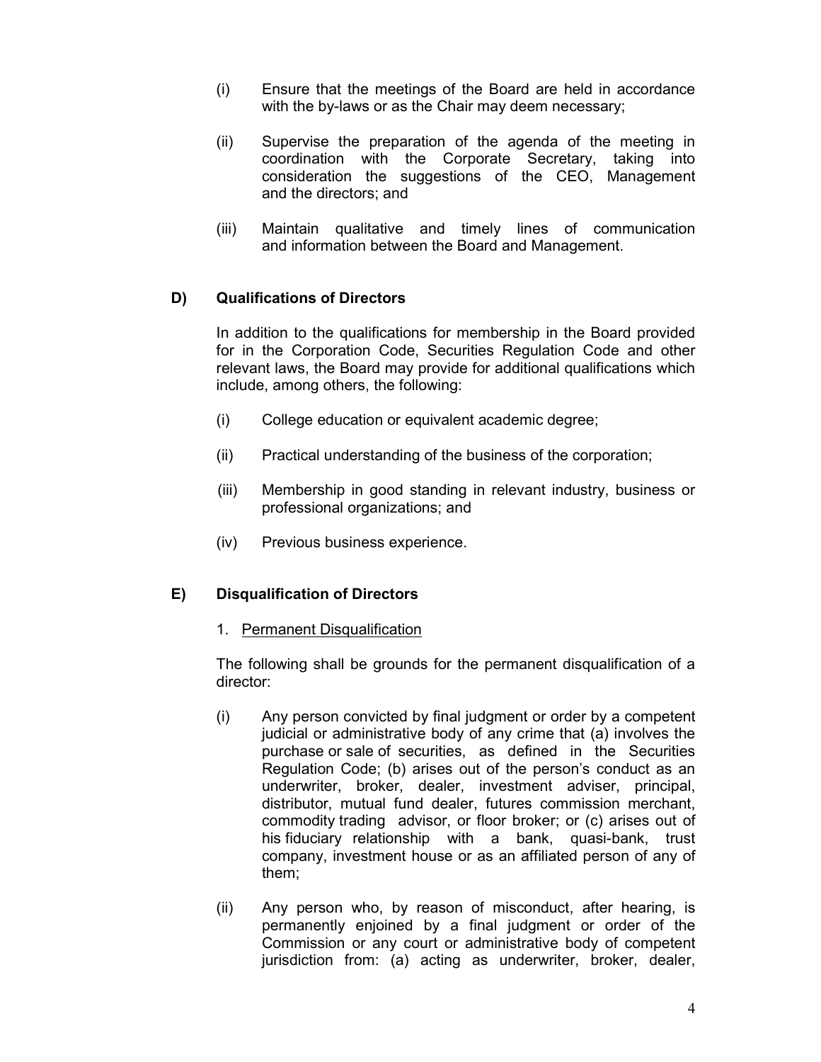(i) Ensure that the meetings of the Board are held in accordance with the by-laws or as the Chair may deem necessary;

(ii) Supervise the preparation of the agenda of the meeting in coordination with the Corporate Secretary, taking into consideration the suggestions of the CEO, Management and the directors; and

(iii) Maintain qualitative and timely lines of communication and information between the Board and Management.

## D) Qualifications of Directors

In addition to the qualifications for membership in the Board provided for in the Corporation Code, Securities Regulation Code and other relevant laws, the Board may provide for additional qualifications which include, among others, the following:

(i) College education or equivalent academic degree;

(ii) Practical understanding of the business of the corporation;

(iii) Membership in good standing in relevant industry, business or professional organizations; and

(iv) Previous business experience.

## E) Disqualification of Directors

1. Permanent Disqualification

The following shall be grounds for the permanent disqualification of a director:

(i) Any person convicted by final judgment or order by a competent judicial or administrative body of any crime that (a) involves the purchase or sale of securities, as defined in the Securities Regulation Code; (b) arises out of the person's conduct as an underwriter, broker, dealer, investment adviser, principal, distributor, mutual fund dealer, futures commission merchant, commodity trading advisor, or floor broker; or (c) arises out of his fiduciary relationship with a bank, quasi-bank, trust company, investment house or as an affiliated person of any of them;

(ii) Any person who, by reason of misconduct, after hearing, is permanently enjoined by a final judgment or order of the Commission or any court or administrative body of competent jurisdiction from: (a) acting as underwriter, broker, dealer,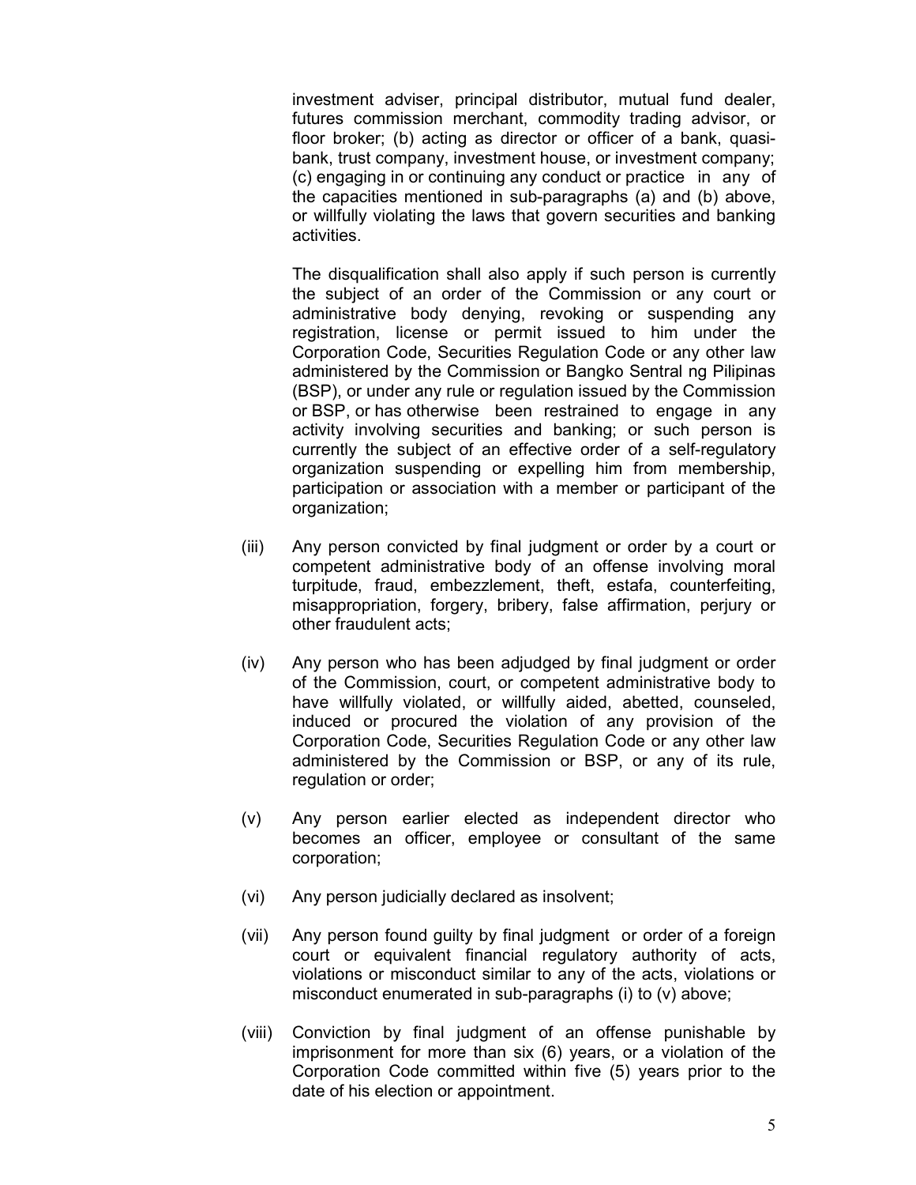investment adviser, principal distributor, mutual fund dealer, futures commission merchant, commodity trading advisor, or floor broker; (b) acting as director or officer of a bank, quasi-bank, trust company, investment house, or investment company; (c) engaging in or continuing any conduct or practice in any of the capacities mentioned in sub-paragraphs (a) and (b) above, or willfully violating the laws that govern securities and banking activities.

The disqualification shall also apply if such person is currently the subject of an order of the Commission or any court or administrative body denying, revoking or suspending any registration, license or permit issued to him under the Corporation Code, Securities Regulation Code or any other law administered by the Commission or Bangko Sentral ng Pilipinas (BSP), or under any rule or regulation issued by the Commission or BSP, or has otherwise been restrained to engage in any activity involving securities and banking; or such person is currently the subject of an effective order of a self-regulatory organization suspending or expelling him from membership, participation or association with a member or participant of the organization;

(iii) Any person convicted by final judgment or order by a court or competent administrative body of an offense involving moral turpitude, fraud, embezzlement, theft, estafa, counterfeiting, misappropriation, forgery, bribery, false affirmation, perjury or other fraudulent acts;

(iv) Any person who has been adjudged by final judgment or order of the Commission, court, or competent administrative body to have willfully violated, or willfully aided, abetted, counseled, induced or procured the violation of any provision of the Corporation Code, Securities Regulation Code or any other law administered by the Commission or BSP, or any of its rule, regulation or order;

(v) Any person earlier elected as independent director who becomes an officer, employee or consultant of the same corporation;

(vi) Any person judicially declared as insolvent;

(vii) Any person found guilty by final judgment or order of a foreign court or equivalent financial regulatory authority of acts, violations or misconduct similar to any of the acts, violations or misconduct enumerated in sub-paragraphs (i) to (v) above;

(viii) Conviction by final judgment of an offense punishable by imprisonment for more than six (6) years, or a violation of the Corporation Code committed within five (5) years prior to the date of his election or appointment.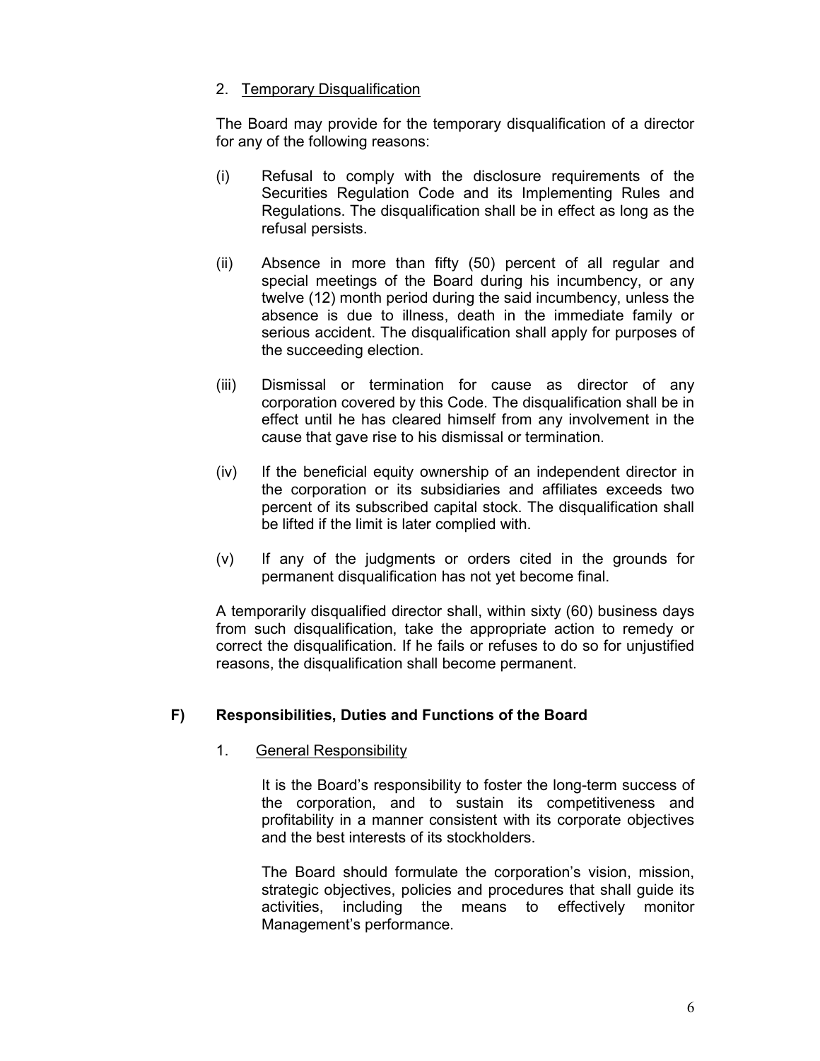2. Temporary Disqualification

The Board may provide for the temporary disqualification of a director for any of the following reasons:

(i) Refusal to comply with the disclosure requirements of the Securities Regulation Code and its Implementing Rules and Regulations. The disqualification shall be in effect as long as the refusal persists.

(ii) Absence in more than fifty (50) percent of all regular and special meetings of the Board during his incumbency, or any twelve (12) month period during the said incumbency, unless the absence is due to illness, death in the immediate family or serious accident. The disqualification shall apply for purposes of the succeeding election.

(iii) Dismissal or termination for cause as director of any corporation covered by this Code. The disqualification shall be in effect until he has cleared himself from any involvement in the cause that gave rise to his dismissal or termination.

(iv) If the beneficial equity ownership of an independent director in the corporation or its subsidiaries and affiliates exceeds two percent of its subscribed capital stock. The disqualification shall be lifted if the limit is later complied with.

(v) If any of the judgments or orders cited in the grounds for permanent disqualification has not yet become final.

A temporarily disqualified director shall, within sixty (60) business days from such disqualification, take the appropriate action to remedy or correct the disqualification. If he fails or refuses to do so for unjustified reasons, the disqualification shall become permanent.

## F) Responsibilities, Duties and Functions of the Board

1. General Responsibility

It is the Board's responsibility to foster the long-term success of the corporation, and to sustain its competitiveness and profitability in a manner consistent with its corporate objectives and the best interests of its stockholders.

The Board should formulate the corporation's vision, mission, strategic objectives, policies and procedures that shall guide its activities, including the means to effectively monitor Management's performance.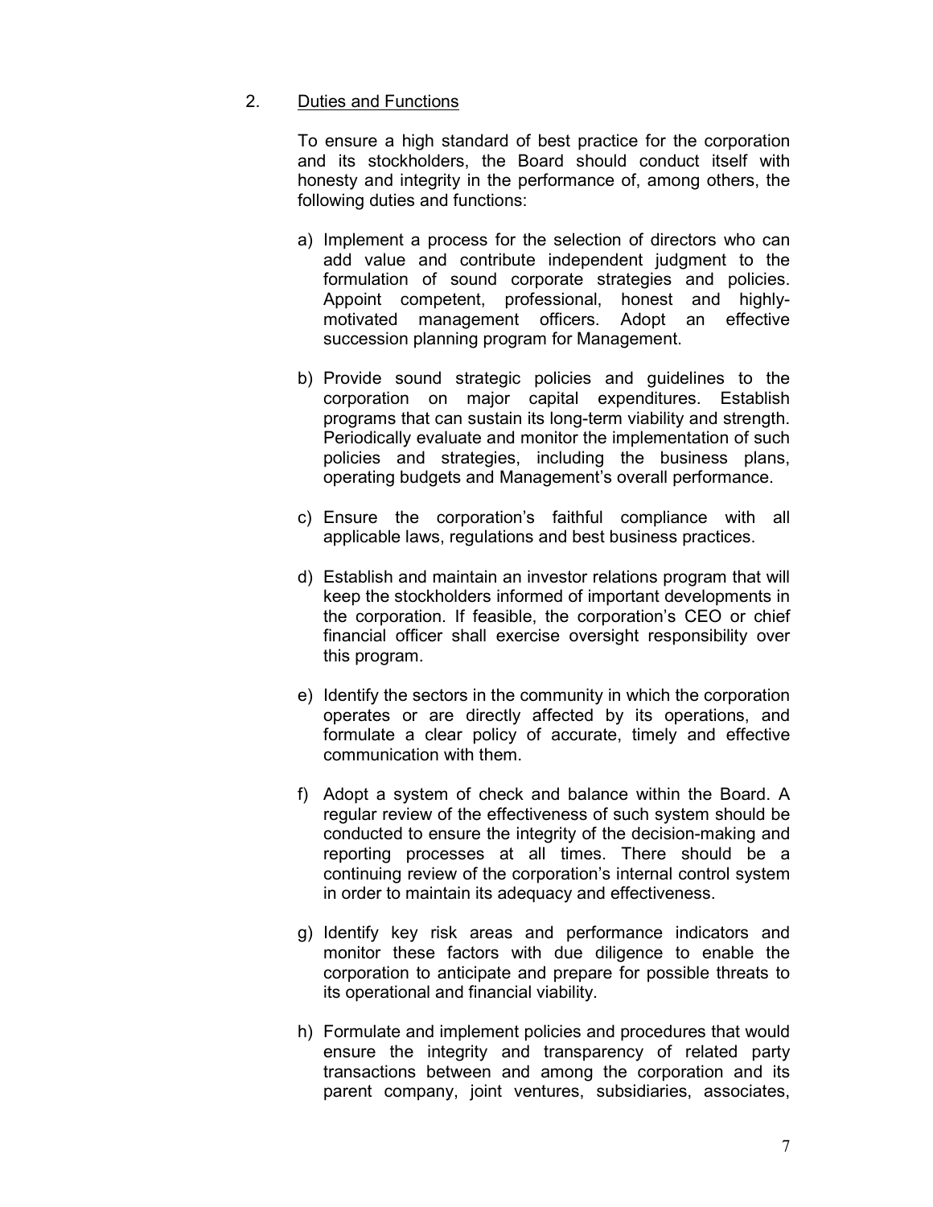## 2. Duties and Functions

To ensure a high standard of best practice for the corporation and its stockholders, the Board should conduct itself with honesty and integrity in the performance of, among others, the following duties and functions:

a) Implement a process for the selection of directors who can add value and contribute independent judgment to the formulation of sound corporate strategies and policies. Appoint competent, professional, honest and highly-motivated management officers. Adopt an effective succession planning program for Management.

b) Provide sound strategic policies and guidelines to the corporation on major capital expenditures. Establish programs that can sustain its long-term viability and strength. Periodically evaluate and monitor the implementation of such policies and strategies, including the business plans, operating budgets and Management's overall performance.

c) Ensure the corporation's faithful compliance with all applicable laws, regulations and best business practices.

d) Establish and maintain an investor relations program that will keep the stockholders informed of important developments in the corporation. If feasible, the corporation's CEO or chief financial officer shall exercise oversight responsibility over this program.

e) Identify the sectors in the community in which the corporation operates or are directly affected by its operations, and formulate a clear policy of accurate, timely and effective communication with them.

f) Adopt a system of check and balance within the Board. A regular review of the effectiveness of such system should be conducted to ensure the integrity of the decision-making and reporting processes at all times. There should be a continuing review of the corporation's internal control system in order to maintain its adequacy and effectiveness.

g) Identify key risk areas and performance indicators and monitor these factors with due diligence to enable the corporation to anticipate and prepare for possible threats to its operational and financial viability.

h) Formulate and implement policies and procedures that would ensure the integrity and transparency of related party transactions between and among the corporation and its parent company, joint ventures, subsidiaries, associates,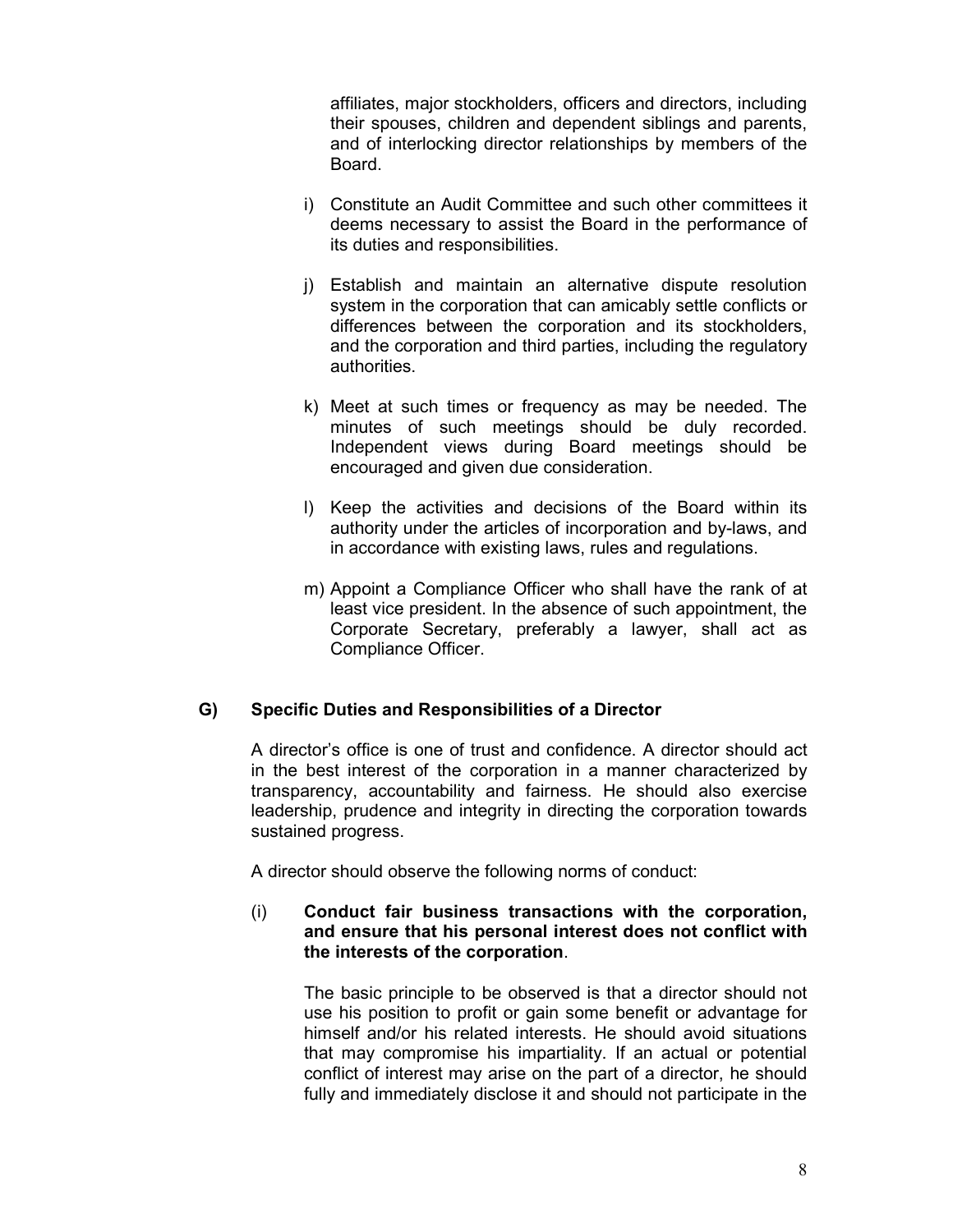affiliates, major stockholders, officers and directors, including their spouses, children and dependent siblings and parents, and of interlocking director relationships by members of the Board.

i) Constitute an Audit Committee and such other committees it deems necessary to assist the Board in the performance of its duties and responsibilities.

j) Establish and maintain an alternative dispute resolution system in the corporation that can amicably settle conflicts or differences between the corporation and its stockholders, and the corporation and third parties, including the regulatory authorities.

k) Meet at such times or frequency as may be needed. The minutes of such meetings should be duly recorded. Independent views during Board meetings should be encouraged and given due consideration.

l) Keep the activities and decisions of the Board within its authority under the articles of incorporation and by-laws, and in accordance with existing laws, rules and regulations.

m) Appoint a Compliance Officer who shall have the rank of at least vice president. In the absence of such appointment, the Corporate Secretary, preferably a lawyer, shall act as Compliance Officer.

## G) Specific Duties and Responsibilities of a Director

A director's office is one of trust and confidence. A director should act in the best interest of the corporation in a manner characterized by transparency, accountability and fairness. He should also exercise leadership, prudence and integrity in directing the corporation towards sustained progress.

A director should observe the following norms of conduct:

(i) **Conduct fair business transactions with the corporation, and ensure that his personal interest does not conflict with the interests of the corporation**.

The basic principle to be observed is that a director should not use his position to profit or gain some benefit or advantage for himself and/or his related interests. He should avoid situations that may compromise his impartiality. If an actual or potential conflict of interest may arise on the part of a director, he should fully and immediately disclose it and should not participate in the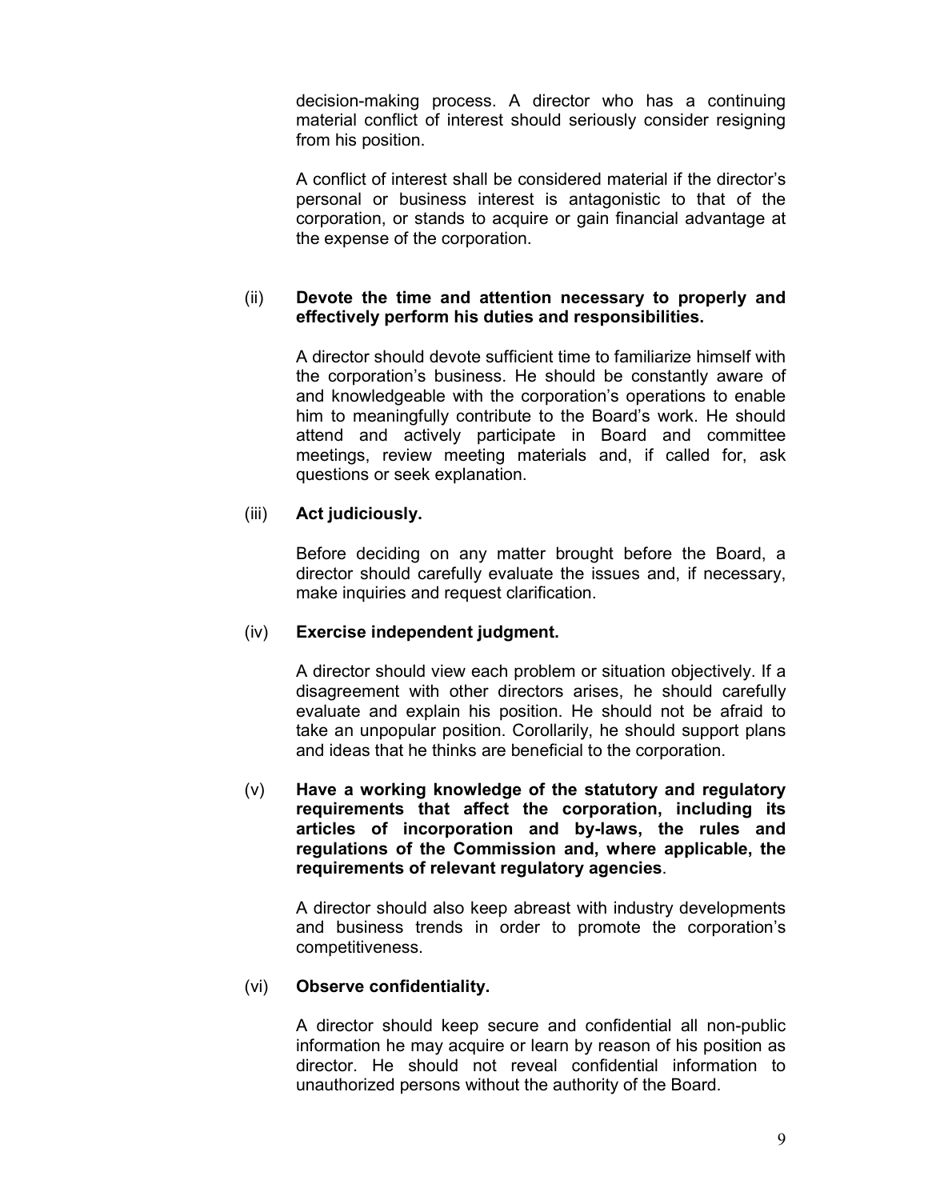decision-making process. A director who has a continuing material conflict of interest should seriously consider resigning from his position.

A conflict of interest shall be considered material if the director's personal or business interest is antagonistic to that of the corporation, or stands to acquire or gain financial advantage at the expense of the corporation.

(ii) **Devote the time and attention necessary to properly and effectively perform his duties and responsibilities.**

A director should devote sufficient time to familiarize himself with the corporation's business. He should be constantly aware of and knowledgeable with the corporation's operations to enable him to meaningfully contribute to the Board's work. He should attend and actively participate in Board and committee meetings, review meeting materials and, if called for, ask questions or seek explanation.

(iii) **Act judiciously.**

Before deciding on any matter brought before the Board, a director should carefully evaluate the issues and, if necessary, make inquiries and request clarification.

(iv) **Exercise independent judgment.**

A director should view each problem or situation objectively. If a disagreement with other directors arises, he should carefully evaluate and explain his position. He should not be afraid to take an unpopular position. Corollarily, he should support plans and ideas that he thinks are beneficial to the corporation.

(v) **Have a working knowledge of the statutory and regulatory requirements that affect the corporation, including its articles of incorporation and by-laws, the rules and regulations of the Commission and, where applicable, the requirements of relevant regulatory agencies**.

A director should also keep abreast with industry developments and business trends in order to promote the corporation's competitiveness.

(vi) **Observe confidentiality.**

A director should keep secure and confidential all non-public information he may acquire or learn by reason of his position as director. He should not reveal confidential information to unauthorized persons without the authority of the Board.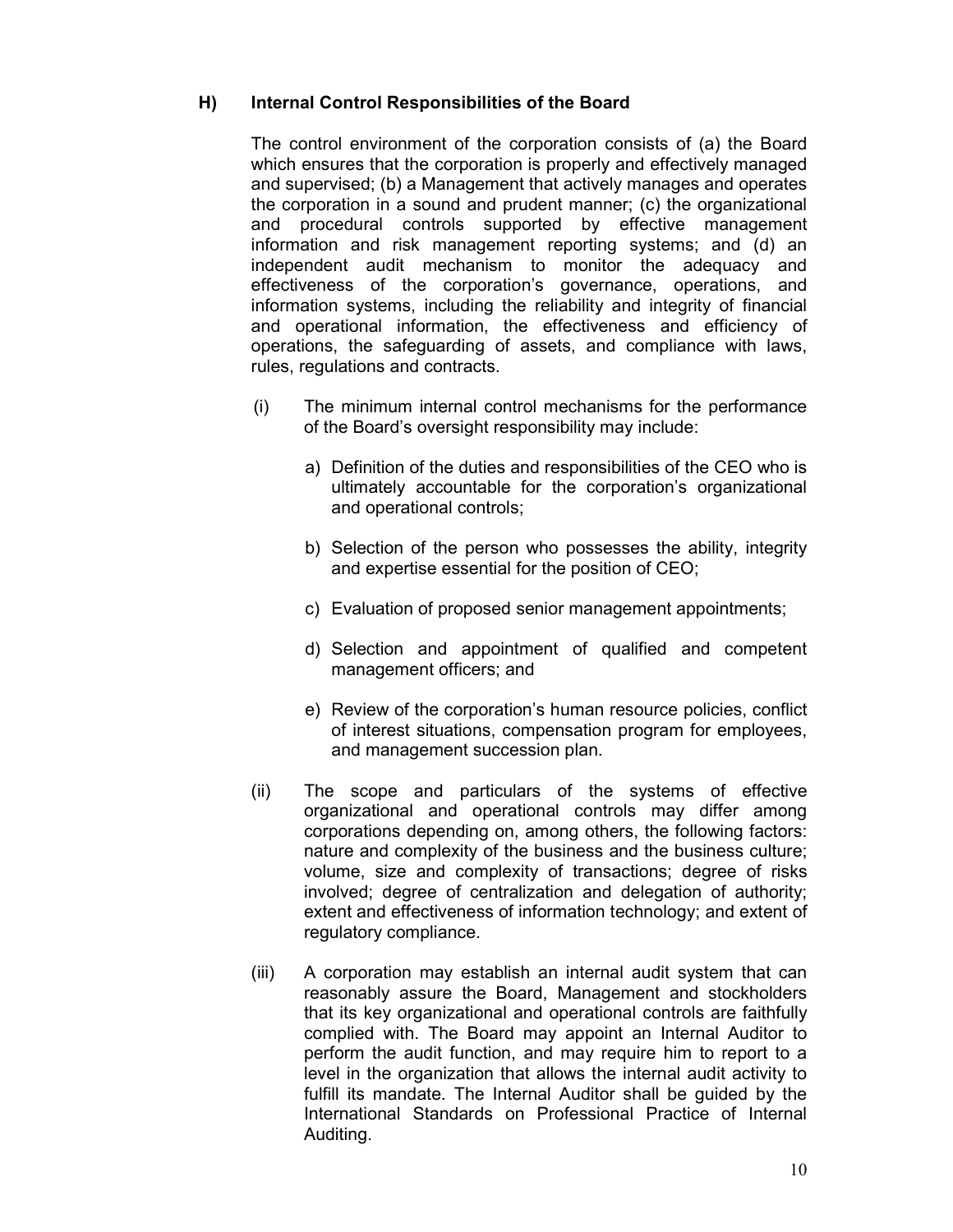### H) Internal Control Responsibilities of the Board

The control environment of the corporation consists of (a) the Board which ensures that the corporation is properly and effectively managed and supervised; (b) a Management that actively manages and operates the corporation in a sound and prudent manner; (c) the organizational and procedural controls supported by effective management information and risk management reporting systems; and (d) an independent audit mechanism to monitor the adequacy and effectiveness of the corporation's governance, operations, and information systems, including the reliability and integrity of financial and operational information, the effectiveness and efficiency of operations, the safeguarding of assets, and compliance with laws, rules, regulations and contracts.

(i) The minimum internal control mechanisms for the performance of the Board's oversight responsibility may include:

a) Definition of the duties and responsibilities of the CEO who is ultimately accountable for the corporation's organizational and operational controls;

b) Selection of the person who possesses the ability, integrity and expertise essential for the position of CEO;

c) Evaluation of proposed senior management appointments;

d) Selection and appointment of qualified and competent management officers; and

e) Review of the corporation's human resource policies, conflict of interest situations, compensation program for employees, and management succession plan.

(ii) The scope and particulars of the systems of effective organizational and operational controls may differ among corporations depending on, among others, the following factors: nature and complexity of the business and the business culture; volume, size and complexity of transactions; degree of risks involved; degree of centralization and delegation of authority; extent and effectiveness of information technology; and extent of regulatory compliance.

(iii) A corporation may establish an internal audit system that can reasonably assure the Board, Management and stockholders that its key organizational and operational controls are faithfully complied with. The Board may appoint an Internal Auditor to perform the audit function, and may require him to report to a level in the organization that allows the internal audit activity to fulfill its mandate. The Internal Auditor shall be guided by the International Standards on Professional Practice of Internal Auditing.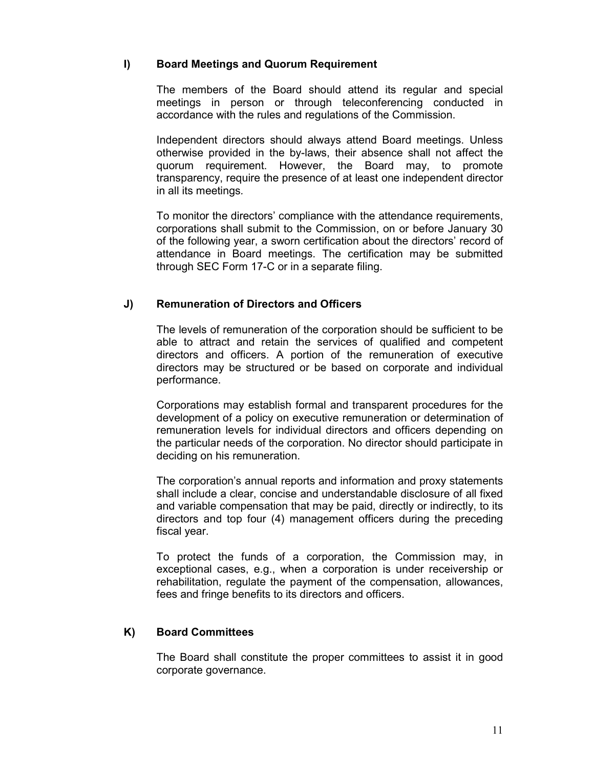### I) Board Meetings and Quorum Requirement

The members of the Board should attend its regular and special meetings in person or through teleconferencing conducted in accordance with the rules and regulations of the Commission.

Independent directors should always attend Board meetings. Unless otherwise provided in the by-laws, their absence shall not affect the quorum requirement. However, the Board may, to promote transparency, require the presence of at least one independent director in all its meetings.

To monitor the directors' compliance with the attendance requirements, corporations shall submit to the Commission, on or before January 30 of the following year, a sworn certification about the directors' record of attendance in Board meetings. The certification may be submitted through SEC Form 17-C or in a separate filing.

### J) Remuneration of Directors and Officers

The levels of remuneration of the corporation should be sufficient to be able to attract and retain the services of qualified and competent directors and officers. A portion of the remuneration of executive directors may be structured or be based on corporate and individual performance.

Corporations may establish formal and transparent procedures for the development of a policy on executive remuneration or determination of remuneration levels for individual directors and officers depending on the particular needs of the corporation. No director should participate in deciding on his remuneration.

The corporation's annual reports and information and proxy statements shall include a clear, concise and understandable disclosure of all fixed and variable compensation that may be paid, directly or indirectly, to its directors and top four (4) management officers during the preceding fiscal year.

To protect the funds of a corporation, the Commission may, in exceptional cases, e.g., when a corporation is under receivership or rehabilitation, regulate the payment of the compensation, allowances, fees and fringe benefits to its directors and officers.

### K) Board Committees

The Board shall constitute the proper committees to assist it in good corporate governance.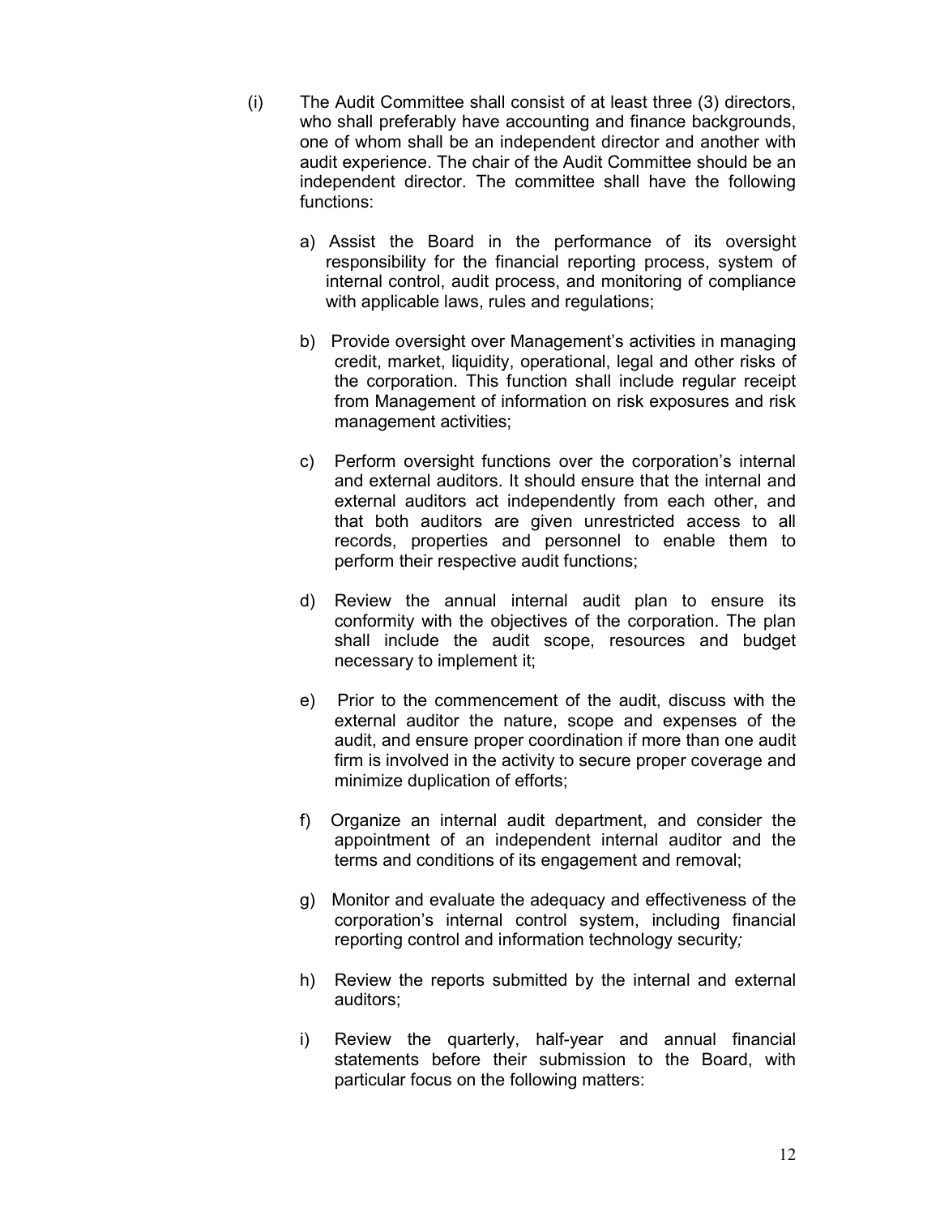(i) The Audit Committee shall consist of at least three (3) directors, who shall preferably have accounting and finance backgrounds, one of whom shall be an independent director and another with audit experience. The chair of the Audit Committee should be an independent director. The committee shall have the following functions:

a) Assist the Board in the performance of its oversight responsibility for the financial reporting process, system of internal control, audit process, and monitoring of compliance with applicable laws, rules and regulations;

b) Provide oversight over Management's activities in managing credit, market, liquidity, operational, legal and other risks of the corporation. This function shall include regular receipt from Management of information on risk exposures and risk management activities;

c) Perform oversight functions over the corporation's internal and external auditors. It should ensure that the internal and external auditors act independently from each other, and that both auditors are given unrestricted access to all records, properties and personnel to enable them to perform their respective audit functions;

d) Review the annual internal audit plan to ensure its conformity with the objectives of the corporation. The plan shall include the audit scope, resources and budget necessary to implement it;

e) Prior to the commencement of the audit, discuss with the external auditor the nature, scope and expenses of the audit, and ensure proper coordination if more than one audit firm is involved in the activity to secure proper coverage and minimize duplication of efforts;

f) Organize an internal audit department, and consider the appointment of an independent internal auditor and the terms and conditions of its engagement and removal;

g) Monitor and evaluate the adequacy and effectiveness of the corporation's internal control system, including financial reporting control and information technology security*;*

h) Review the reports submitted by the internal and external auditors;

i) Review the quarterly, half-year and annual financial statements before their submission to the Board, with particular focus on the following matters: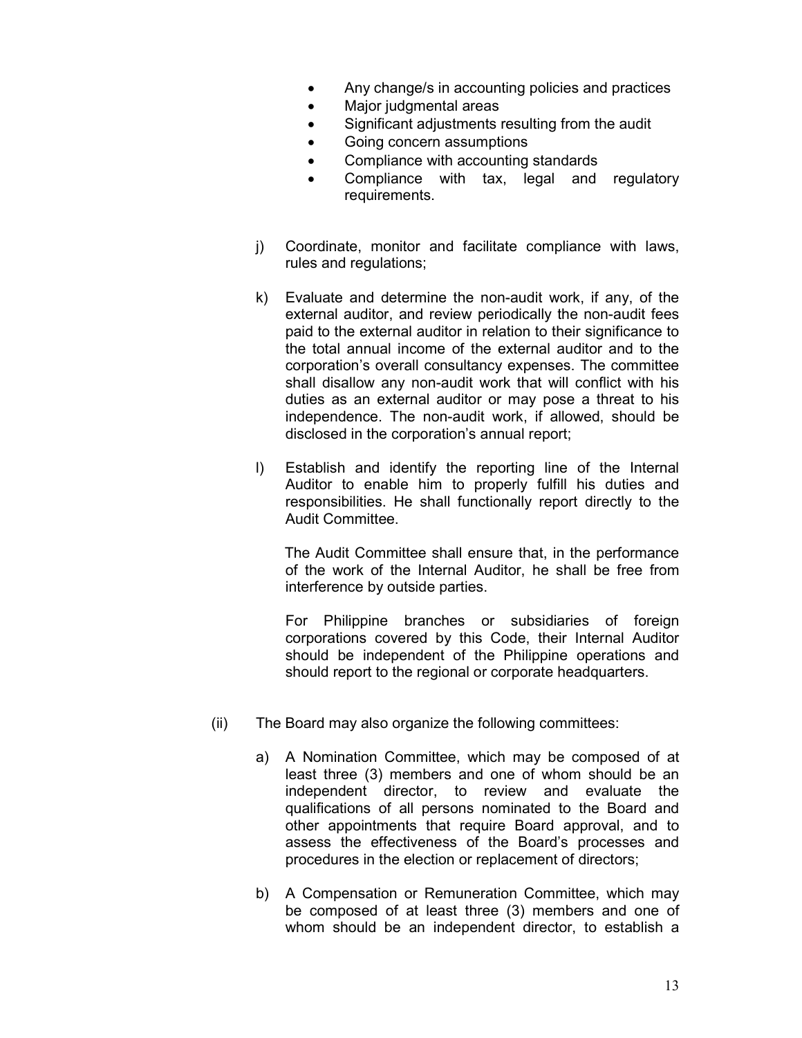- Any change/s in accounting policies and practices
- Major judgmental areas
- Significant adjustments resulting from the audit
- Going concern assumptions
- Compliance with accounting standards
- Compliance with tax, legal and regulatory requirements.

j) Coordinate, monitor and facilitate compliance with laws, rules and regulations;

k) Evaluate and determine the non-audit work, if any, of the external auditor, and review periodically the non-audit fees paid to the external auditor in relation to their significance to the total annual income of the external auditor and to the corporation's overall consultancy expenses. The committee shall disallow any non-audit work that will conflict with his duties as an external auditor or may pose a threat to his independence. The non-audit work, if allowed, should be disclosed in the corporation's annual report;

l) Establish and identify the reporting line of the Internal Auditor to enable him to properly fulfill his duties and responsibilities. He shall functionally report directly to the Audit Committee.

The Audit Committee shall ensure that, in the performance of the work of the Internal Auditor, he shall be free from interference by outside parties.

For Philippine branches or subsidiaries of foreign corporations covered by this Code, their Internal Auditor should be independent of the Philippine operations and should report to the regional or corporate headquarters.

(ii) The Board may also organize the following committees:

a) A Nomination Committee, which may be composed of at least three (3) members and one of whom should be an independent director, to review and evaluate the qualifications of all persons nominated to the Board and other appointments that require Board approval, and to assess the effectiveness of the Board's processes and procedures in the election or replacement of directors;

b) A Compensation or Remuneration Committee, which may be composed of at least three (3) members and one of whom should be an independent director, to establish a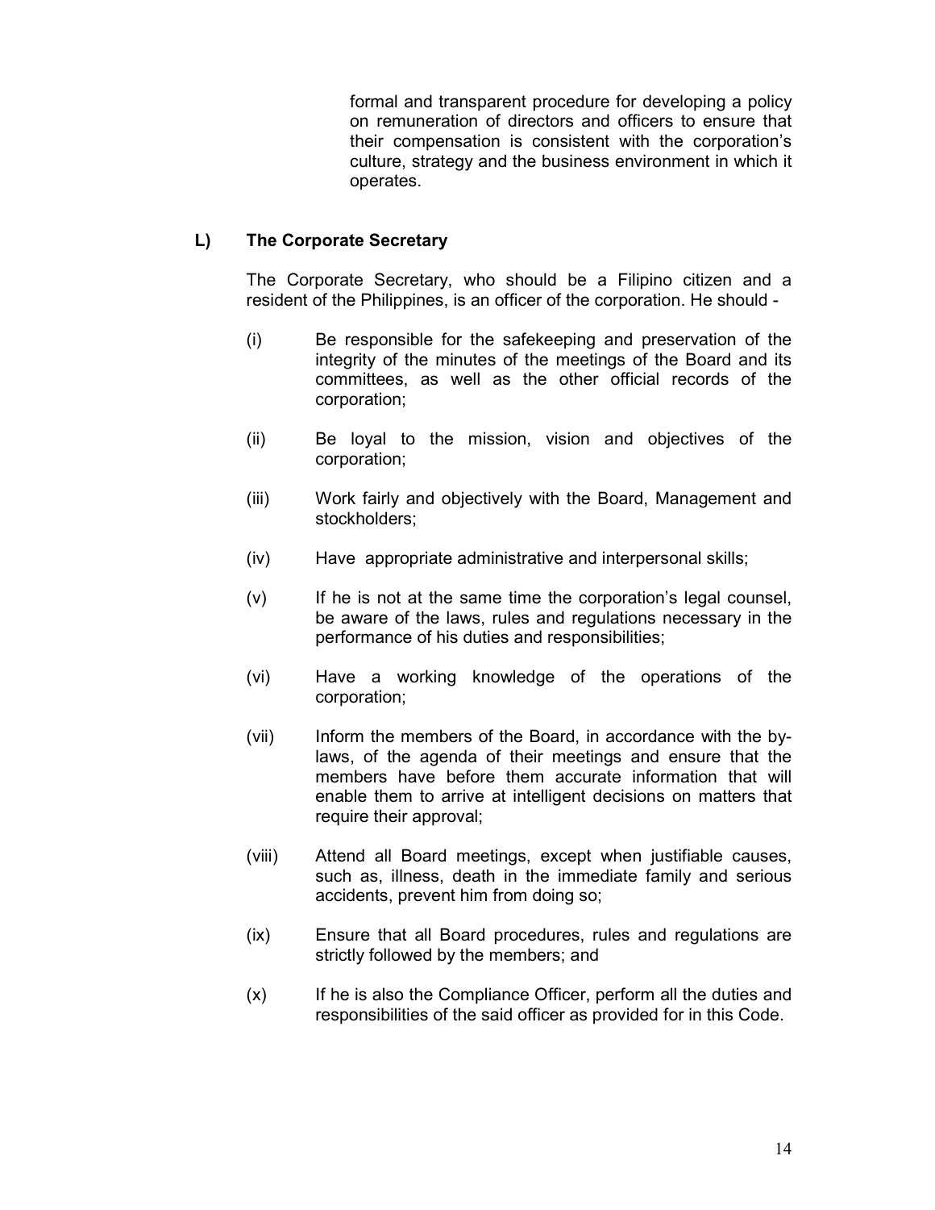formal and transparent procedure for developing a policy on remuneration of directors and officers to ensure that their compensation is consistent with the corporation's culture, strategy and the business environment in which it operates.

### L) The Corporate Secretary

The Corporate Secretary, who should be a Filipino citizen and a resident of the Philippines, is an officer of the corporation. He should -

(i) Be responsible for the safekeeping and preservation of the integrity of the minutes of the meetings of the Board and its committees, as well as the other official records of the corporation;

(ii) Be loyal to the mission, vision and objectives of the corporation;

(iii) Work fairly and objectively with the Board, Management and stockholders;

(iv) Have appropriate administrative and interpersonal skills;

(v) If he is not at the same time the corporation's legal counsel, be aware of the laws, rules and regulations necessary in the performance of his duties and responsibilities;

(vi) Have a working knowledge of the operations of the corporation;

(vii) Inform the members of the Board, in accordance with the by-laws, of the agenda of their meetings and ensure that the members have before them accurate information that will enable them to arrive at intelligent decisions on matters that require their approval;

(viii) Attend all Board meetings, except when justifiable causes, such as, illness, death in the immediate family and serious accidents, prevent him from doing so;

(ix) Ensure that all Board procedures, rules and regulations are strictly followed by the members; and

(x) If he is also the Compliance Officer, perform all the duties and responsibilities of the said officer as provided for in this Code.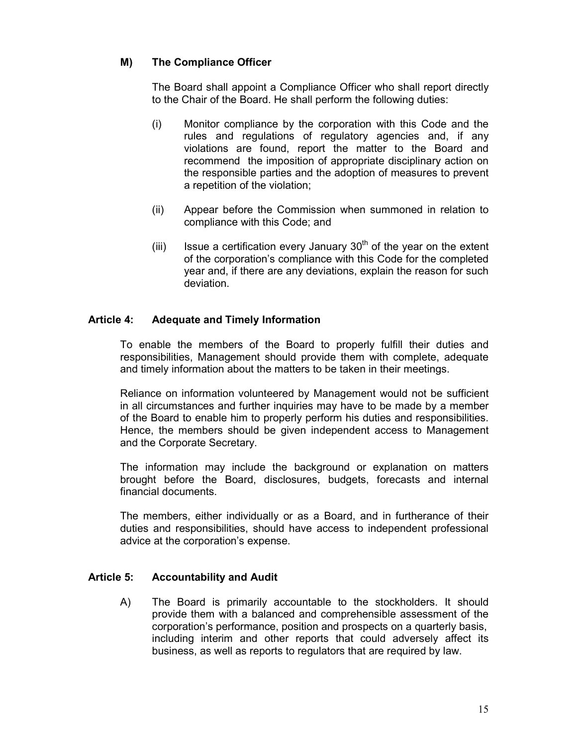### M) The Compliance Officer

The Board shall appoint a Compliance Officer who shall report directly to the Chair of the Board. He shall perform the following duties:

(i) Monitor compliance by the corporation with this Code and the rules and regulations of regulatory agencies and, if any violations are found, report the matter to the Board and recommend the imposition of appropriate disciplinary action on the responsible parties and the adoption of measures to prevent a repetition of the violation;

(ii) Appear before the Commission when summoned in relation to compliance with this Code; and

(iii) Issue a certification every January 30th of the year on the extent of the corporation's compliance with this Code for the completed year and, if there are any deviations, explain the reason for such deviation.

## Article 4: Adequate and Timely Information

To enable the members of the Board to properly fulfill their duties and responsibilities, Management should provide them with complete, adequate and timely information about the matters to be taken in their meetings.

Reliance on information volunteered by Management would not be sufficient in all circumstances and further inquiries may have to be made by a member of the Board to enable him to properly perform his duties and responsibilities. Hence, the members should be given independent access to Management and the Corporate Secretary.

The information may include the background or explanation on matters brought before the Board, disclosures, budgets, forecasts and internal financial documents.

The members, either individually or as a Board, and in furtherance of their duties and responsibilities, should have access to independent professional advice at the corporation's expense.

## Article 5: Accountability and Audit

A) The Board is primarily accountable to the stockholders. It should provide them with a balanced and comprehensible assessment of the corporation's performance, position and prospects on a quarterly basis, including interim and other reports that could adversely affect its business, as well as reports to regulators that are required by law.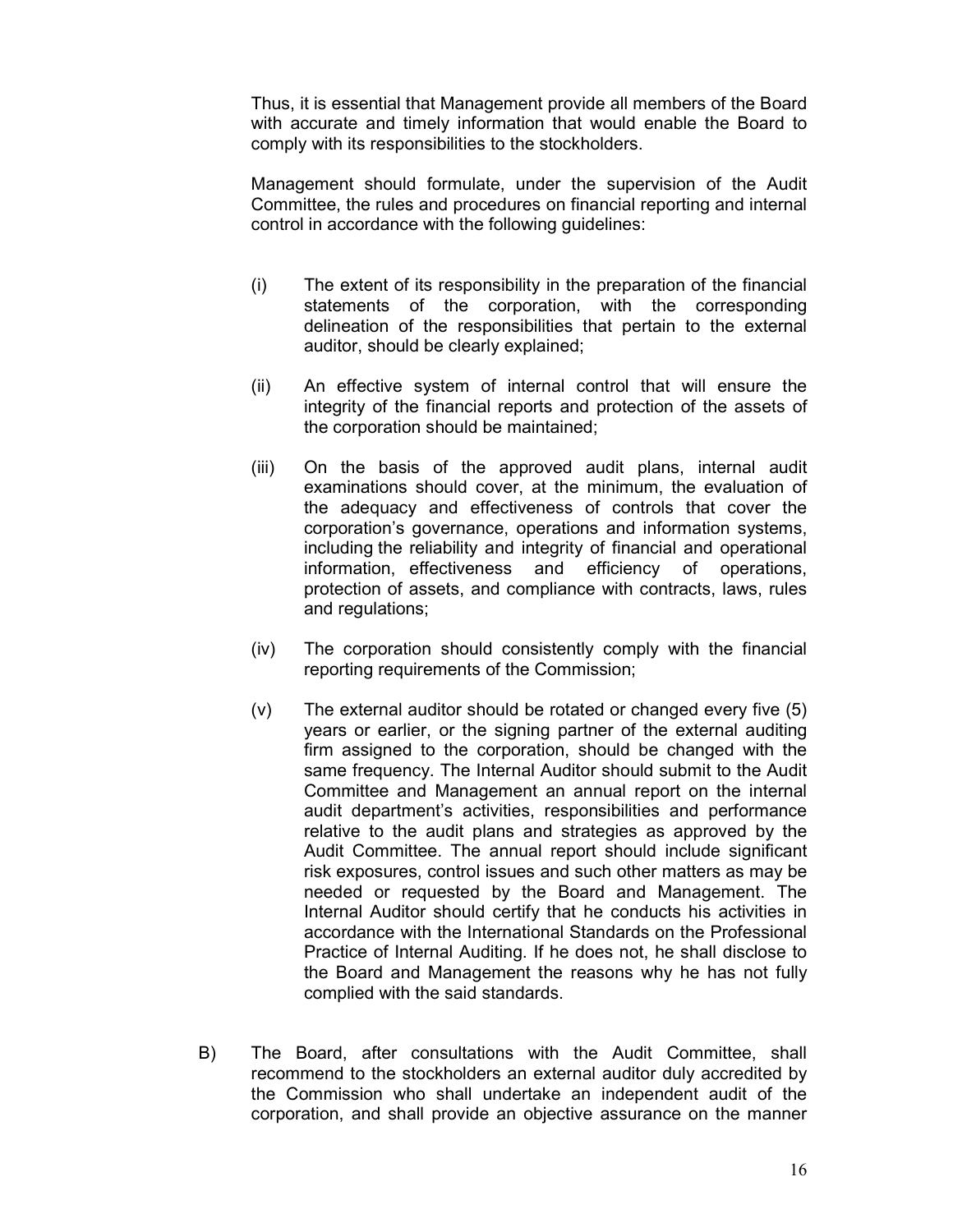Thus, it is essential that Management provide all members of the Board with accurate and timely information that would enable the Board to comply with its responsibilities to the stockholders.

Management should formulate, under the supervision of the Audit Committee, the rules and procedures on financial reporting and internal control in accordance with the following guidelines:

(i) The extent of its responsibility in the preparation of the financial statements of the corporation, with the corresponding delineation of the responsibilities that pertain to the external auditor, should be clearly explained;

(ii) An effective system of internal control that will ensure the integrity of the financial reports and protection of the assets of the corporation should be maintained;

(iii) On the basis of the approved audit plans, internal audit examinations should cover, at the minimum, the evaluation of the adequacy and effectiveness of controls that cover the corporation's governance, operations and information systems, including the reliability and integrity of financial and operational information, effectiveness and efficiency of operations, protection of assets, and compliance with contracts, laws, rules and regulations;

(iv) The corporation should consistently comply with the financial reporting requirements of the Commission;

(v) The external auditor should be rotated or changed every five (5) years or earlier, or the signing partner of the external auditing firm assigned to the corporation, should be changed with the same frequency. The Internal Auditor should submit to the Audit Committee and Management an annual report on the internal audit department's activities, responsibilities and performance relative to the audit plans and strategies as approved by the Audit Committee. The annual report should include significant risk exposures, control issues and such other matters as may be needed or requested by the Board and Management. The Internal Auditor should certify that he conducts his activities in accordance with the International Standards on the Professional Practice of Internal Auditing. If he does not, he shall disclose to the Board and Management the reasons why he has not fully complied with the said standards.

B) The Board, after consultations with the Audit Committee, shall recommend to the stockholders an external auditor duly accredited by the Commission who shall undertake an independent audit of the corporation, and shall provide an objective assurance on the manner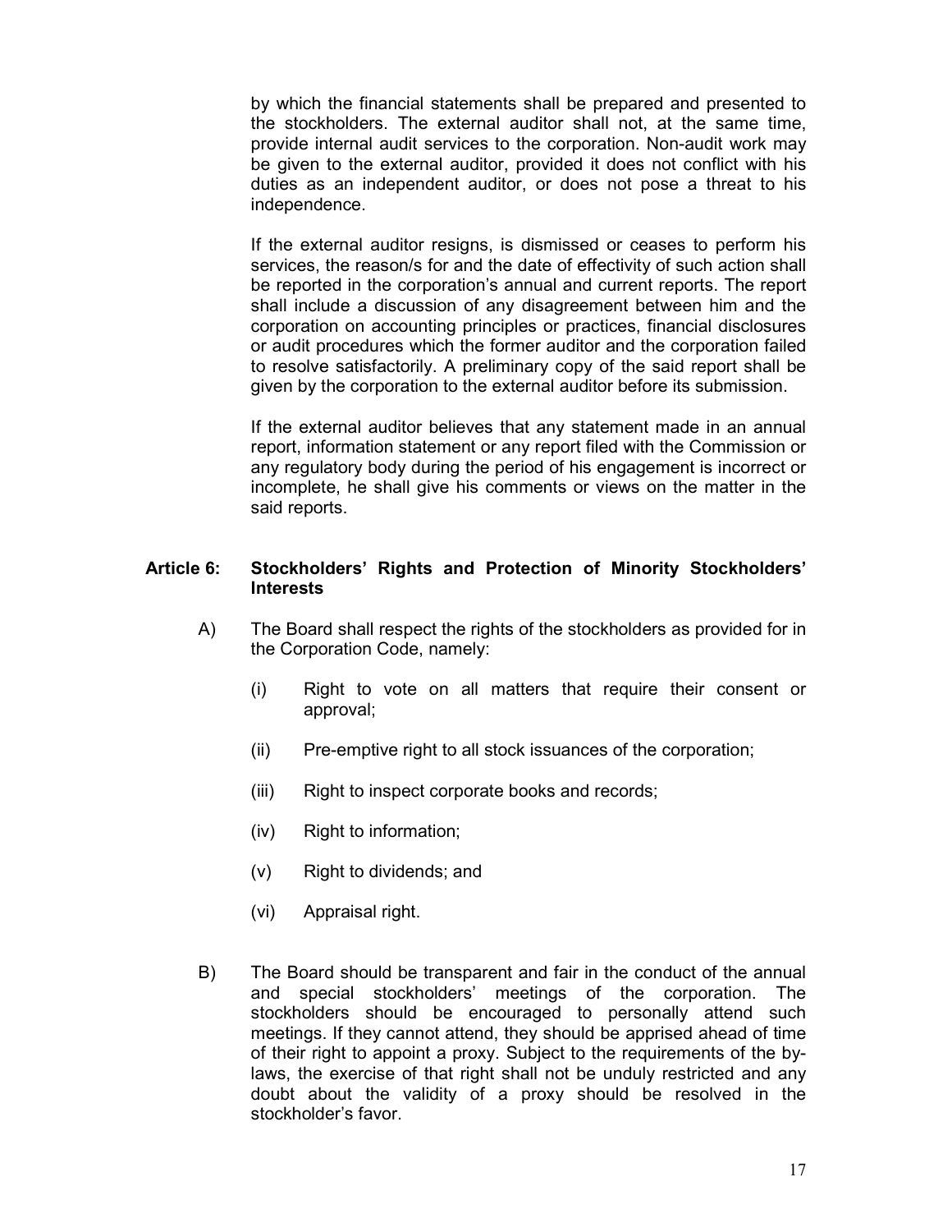by which the financial statements shall be prepared and presented to the stockholders. The external auditor shall not, at the same time, provide internal audit services to the corporation. Non-audit work may be given to the external auditor, provided it does not conflict with his duties as an independent auditor, or does not pose a threat to his independence.

If the external auditor resigns, is dismissed or ceases to perform his services, the reason/s for and the date of effectivity of such action shall be reported in the corporation's annual and current reports. The report shall include a discussion of any disagreement between him and the corporation on accounting principles or practices, financial disclosures or audit procedures which the former auditor and the corporation failed to resolve satisfactorily. A preliminary copy of the said report shall be given by the corporation to the external auditor before its submission.

If the external auditor believes that any statement made in an annual report, information statement or any report filed with the Commission or any regulatory body during the period of his engagement is incorrect or incomplete, he shall give his comments or views on the matter in the said reports.

## Article 6: Stockholders' Rights and Protection of Minority Stockholders' Interests

A) The Board shall respect the rights of the stockholders as provided for in the Corporation Code, namely:

(i) Right to vote on all matters that require their consent or approval;

(ii) Pre-emptive right to all stock issuances of the corporation;

(iii) Right to inspect corporate books and records;

(iv) Right to information;

(v) Right to dividends; and

(vi) Appraisal right.

B) The Board should be transparent and fair in the conduct of the annual and special stockholders' meetings of the corporation. The stockholders should be encouraged to personally attend such meetings. If they cannot attend, they should be apprised ahead of time of their right to appoint a proxy. Subject to the requirements of the by-laws, the exercise of that right shall not be unduly restricted and any doubt about the validity of a proxy should be resolved in the stockholder's favor.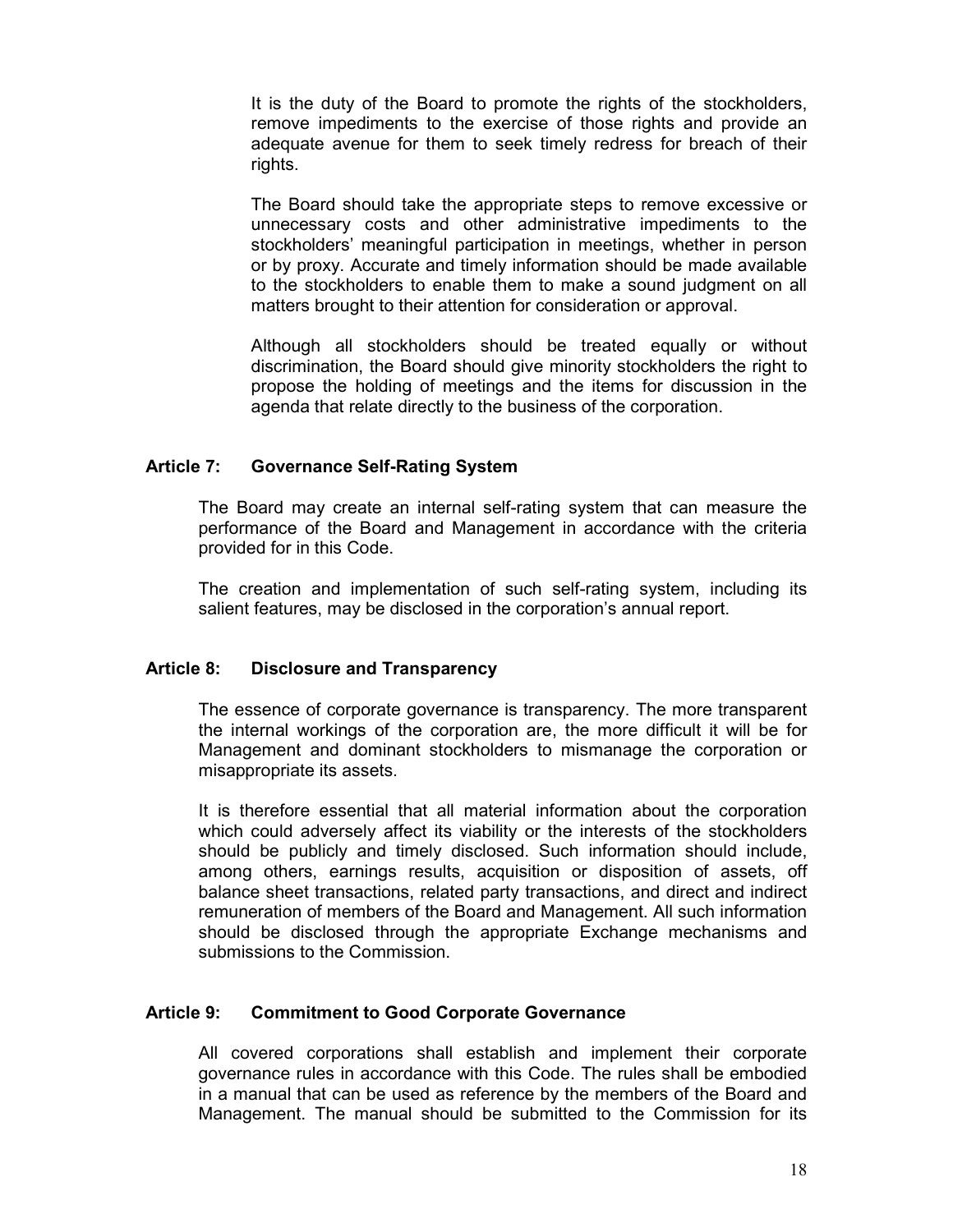It is the duty of the Board to promote the rights of the stockholders, remove impediments to the exercise of those rights and provide an adequate avenue for them to seek timely redress for breach of their rights.

The Board should take the appropriate steps to remove excessive or unnecessary costs and other administrative impediments to the stockholders' meaningful participation in meetings, whether in person or by proxy. Accurate and timely information should be made available to the stockholders to enable them to make a sound judgment on all matters brought to their attention for consideration or approval.

Although all stockholders should be treated equally or without discrimination, the Board should give minority stockholders the right to propose the holding of meetings and the items for discussion in the agenda that relate directly to the business of the corporation.

### Article 7: Governance Self-Rating System

The Board may create an internal self-rating system that can measure the performance of the Board and Management in accordance with the criteria provided for in this Code.

The creation and implementation of such self-rating system, including its salient features, may be disclosed in the corporation's annual report.

### Article 8: Disclosure and Transparency

The essence of corporate governance is transparency. The more transparent the internal workings of the corporation are, the more difficult it will be for Management and dominant stockholders to mismanage the corporation or misappropriate its assets.

It is therefore essential that all material information about the corporation which could adversely affect its viability or the interests of the stockholders should be publicly and timely disclosed. Such information should include, among others, earnings results, acquisition or disposition of assets, off balance sheet transactions, related party transactions, and direct and indirect remuneration of members of the Board and Management. All such information should be disclosed through the appropriate Exchange mechanisms and submissions to the Commission.

### Article 9: Commitment to Good Corporate Governance

All covered corporations shall establish and implement their corporate governance rules in accordance with this Code. The rules shall be embodied in a manual that can be used as reference by the members of the Board and Management. The manual should be submitted to the Commission for its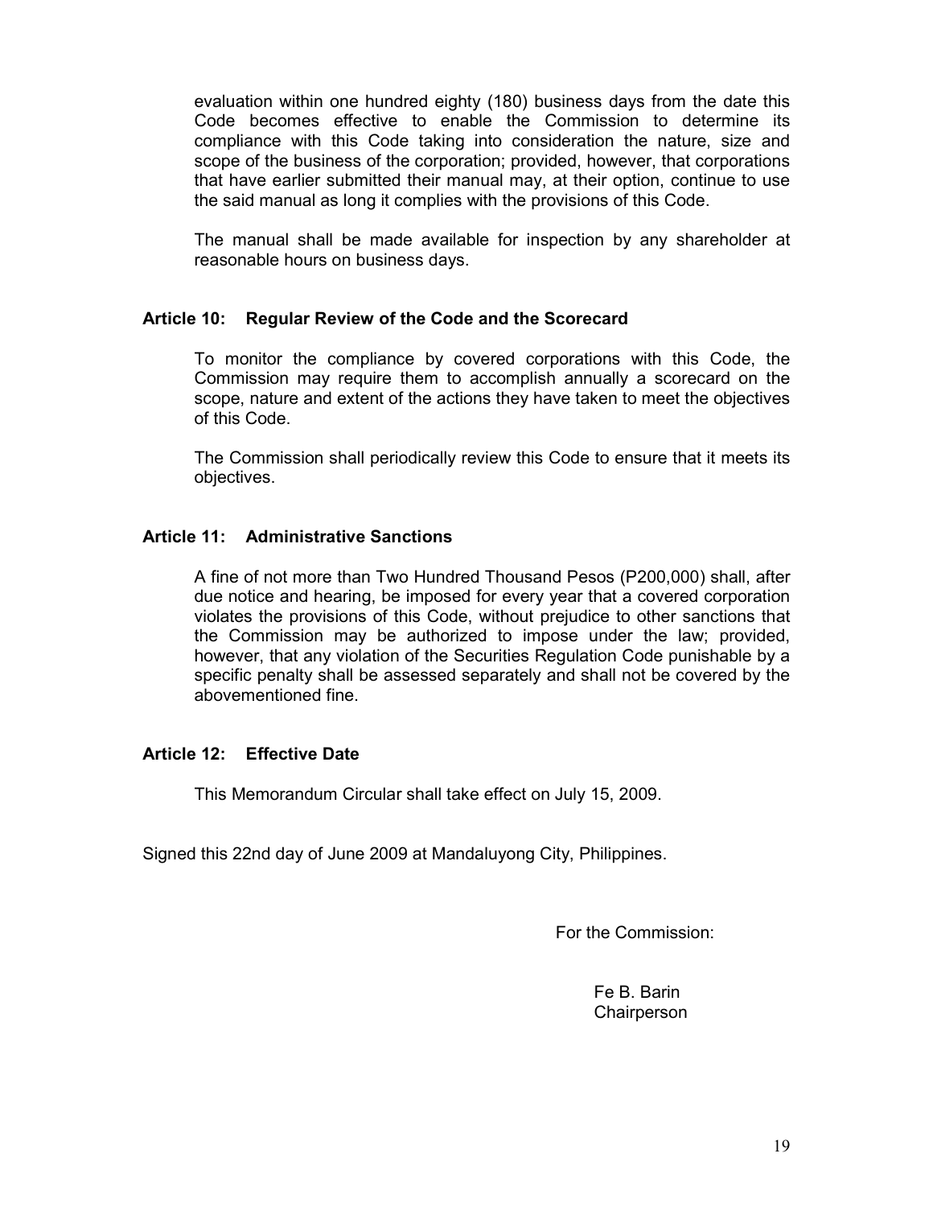evaluation within one hundred eighty (180) business days from the date this Code becomes effective to enable the Commission to determine its compliance with this Code taking into consideration the nature, size and scope of the business of the corporation; provided, however, that corporations that have earlier submitted their manual may, at their option, continue to use the said manual as long it complies with the provisions of this Code.

The manual shall be made available for inspection by any shareholder at reasonable hours on business days.

### Article 10: Regular Review of the Code and the Scorecard

To monitor the compliance by covered corporations with this Code, the Commission may require them to accomplish annually a scorecard on the scope, nature and extent of the actions they have taken to meet the objectives of this Code.

The Commission shall periodically review this Code to ensure that it meets its objectives.

### Article 11: Administrative Sanctions

A fine of not more than Two Hundred Thousand Pesos (P200,000) shall, after due notice and hearing, be imposed for every year that a covered corporation violates the provisions of this Code, without prejudice to other sanctions that the Commission may be authorized to impose under the law; provided, however, that any violation of the Securities Regulation Code punishable by a specific penalty shall be assessed separately and shall not be covered by the abovementioned fine.

### Article 12: Effective Date

This Memorandum Circular shall take effect on July 15, 2009.

Signed this 22nd day of June 2009 at Mandaluyong City, Philippines.

For the Commission:

Fe B. Barin
Chairperson